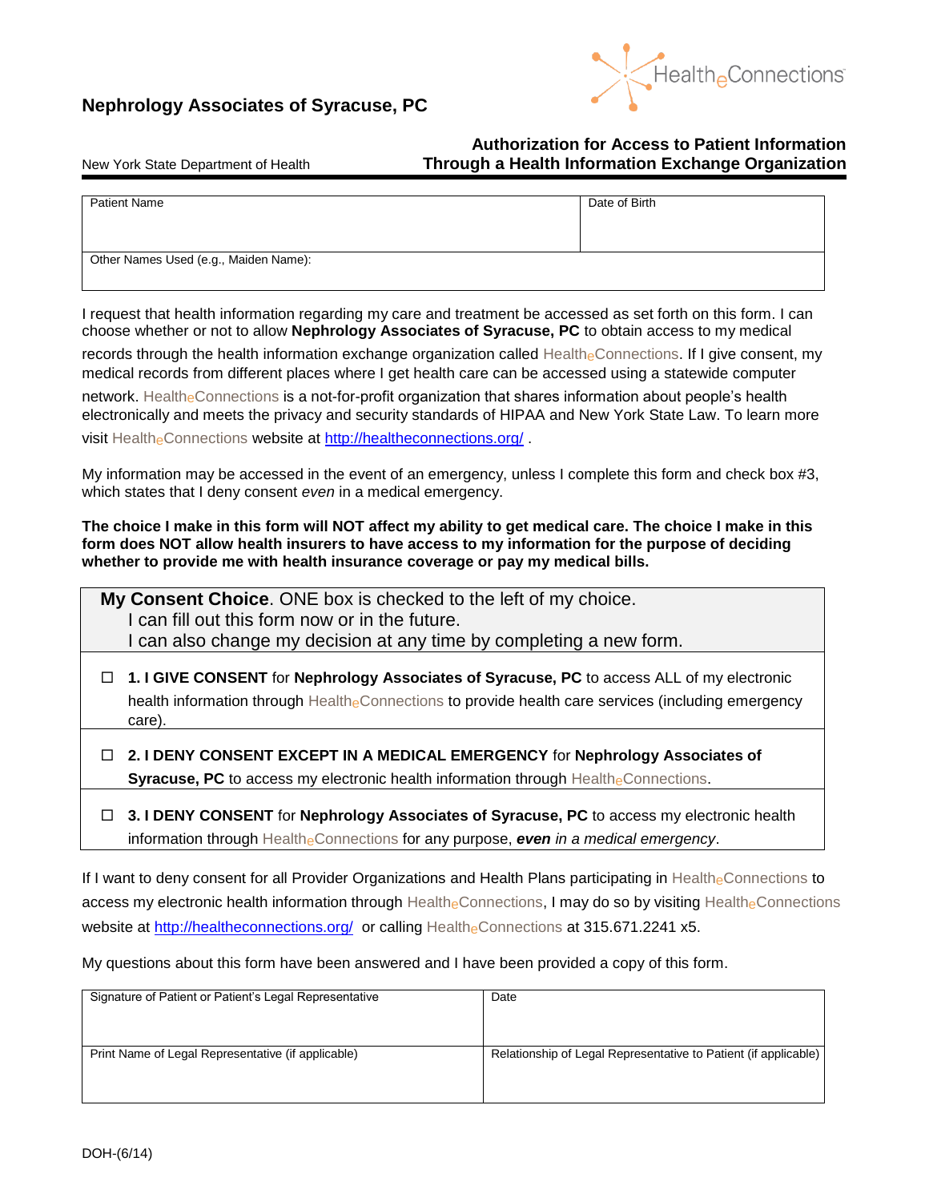## Nephrology Associates of Syracuse, PC

HealtheConnections

New York State Department of Health

### Authorization for Access to Patient Information Through a Health Information Exchange Organization

| Patient Name | Date of Birth |
|---|---|
| Other Names Used (e.g., Maiden Name): | |

I request that health information regarding my care and treatment be accessed as set forth on this form. I can choose whether or not to allow **Nephrology Associates of Syracuse, PC** to obtain access to my medical records through the health information exchange organization called HealtheConnections. If I give consent, my medical records from different places where I get health care can be accessed using a statewide computer network. HealtheConnections is a not-for-profit organization that shares information about people's health electronically and meets the privacy and security standards of HIPAA and New York State Law. To learn more visit HealtheConnections website at http://healtheconnections.org/ .

My information may be accessed in the event of an emergency, unless I complete this form and check box #3, which states that I deny consent *even* in a medical emergency.

**The choice I make in this form will NOT affect my ability to get medical care. The choice I make in this form does NOT allow health insurers to have access to my information for the purpose of deciding whether to provide me with health insurance coverage or pay my medical bills.**

**My Consent Choice**. ONE box is checked to the left of my choice.
I can fill out this form now or in the future.
I can also change my decision at any time by completing a new form.

☐ **1. I GIVE CONSENT** for **Nephrology Associates of Syracuse, PC** to access ALL of my electronic health information through HealtheConnections to provide health care services (including emergency care).

☐ **2. I DENY CONSENT EXCEPT IN A MEDICAL EMERGENCY** for **Nephrology Associates of Syracuse, PC** to access my electronic health information through HealtheConnections.

☐ **3. I DENY CONSENT** for **Nephrology Associates of Syracuse, PC** to access my electronic health information through HealtheConnections for any purpose, ***even*** *in a medical emergency*.

If I want to deny consent for all Provider Organizations and Health Plans participating in HealtheConnections to access my electronic health information through HealtheConnections, I may do so by visiting HealtheConnections website at http://healtheconnections.org/ or calling HealtheConnections at 315.671.2241 x5.

My questions about this form have been answered and I have been provided a copy of this form.

| Signature of Patient or Patient's Legal Representative | Date |
|---|---|
| Print Name of Legal Representative (if applicable) | Relationship of Legal Representative to Patient (if applicable) |

DOH-(6/14)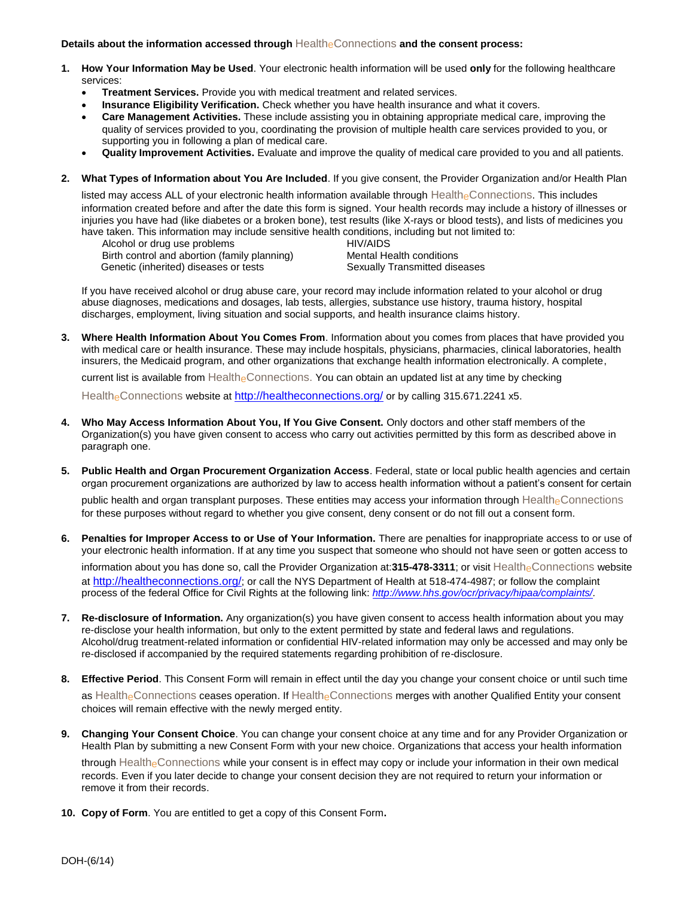**Details about the information accessed through HealtheConnections and the consent process:**

1. **How Your Information May be Used**. Your electronic health information will be used **only** for the following healthcare services:
   - **Treatment Services.** Provide you with medical treatment and related services.
   - **Insurance Eligibility Verification.** Check whether you have health insurance and what it covers.
   - **Care Management Activities.** These include assisting you in obtaining appropriate medical care, improving the quality of services provided to you, coordinating the provision of multiple health care services provided to you, or supporting you in following a plan of medical care.
   - **Quality Improvement Activities.** Evaluate and improve the quality of medical care provided to you and all patients.

2. **What Types of Information about You Are Included**. If you give consent, the Provider Organization and/or Health Plan listed may access ALL of your electronic health information available through HealtheConnections. This includes information created before and after the date this form is signed. Your health records may include a history of illnesses or injuries you have had (like diabetes or a broken bone), test results (like X-rays or blood tests), and lists of medicines you have taken. This information may include sensitive health conditions, including but not limited to:

   | | |
   |---|---|
   | Alcohol or drug use problems | HIV/AIDS |
   | Birth control and abortion (family planning) | Mental Health conditions |
   | Genetic (inherited) diseases or tests | Sexually Transmitted diseases |

   If you have received alcohol or drug abuse care, your record may include information related to your alcohol or drug abuse diagnoses, medications and dosages, lab tests, allergies, substance use history, trauma history, hospital discharges, employment, living situation and social supports, and health insurance claims history.

3. **Where Health Information About You Comes From**. Information about you comes from places that have provided you with medical care or health insurance. These may include hospitals, physicians, pharmacies, clinical laboratories, health insurers, the Medicaid program, and other organizations that exchange health information electronically. A complete, current list is available from HealtheConnections. You can obtain an updated list at any time by checking HealtheConnections website at http://healtheconnections.org/ or by calling 315.671.2241 x5.

4. **Who May Access Information About You, If You Give Consent.** Only doctors and other staff members of the Organization(s) you have given consent to access who carry out activities permitted by this form as described above in paragraph one.

5. **Public Health and Organ Procurement Organization Access**. Federal, state or local public health agencies and certain organ procurement organizations are authorized by law to access health information without a patient's consent for certain public health and organ transplant purposes. These entities may access your information through HealtheConnections for these purposes without regard to whether you give consent, deny consent or do not fill out a consent form.

6. **Penalties for Improper Access to or Use of Your Information.** There are penalties for inappropriate access to or use of your electronic health information. If at any time you suspect that someone who should not have seen or gotten access to information about you has done so, call the Provider Organization at:**315-478-3311**; or visit HealtheConnections website at http://healtheconnections.org/; or call the NYS Department of Health at 518-474-4987; or follow the complaint process of the federal Office for Civil Rights at the following link: *http://www.hhs.gov/ocr/privacy/hipaa/complaints/*.

7. **Re-disclosure of Information.** Any organization(s) you have given consent to access health information about you may re-disclose your health information, but only to the extent permitted by state and federal laws and regulations. Alcohol/drug treatment-related information or confidential HIV-related information may only be accessed and may only be re-disclosed if accompanied by the required statements regarding prohibition of re-disclosure.

8. **Effective Period**. This Consent Form will remain in effect until the day you change your consent choice or until such time as HealtheConnections ceases operation. If HealtheConnections merges with another Qualified Entity your consent choices will remain effective with the newly merged entity.

9. **Changing Your Consent Choice**. You can change your consent choice at any time and for any Provider Organization or Health Plan by submitting a new Consent Form with your new choice. Organizations that access your health information through HealtheConnections while your consent is in effect may copy or include your information in their own medical records. Even if you later decide to change your consent decision they are not required to return your information or remove it from their records.

10. **Copy of Form**. You are entitled to get a copy of this Consent Form**.**

DOH-(6/14)